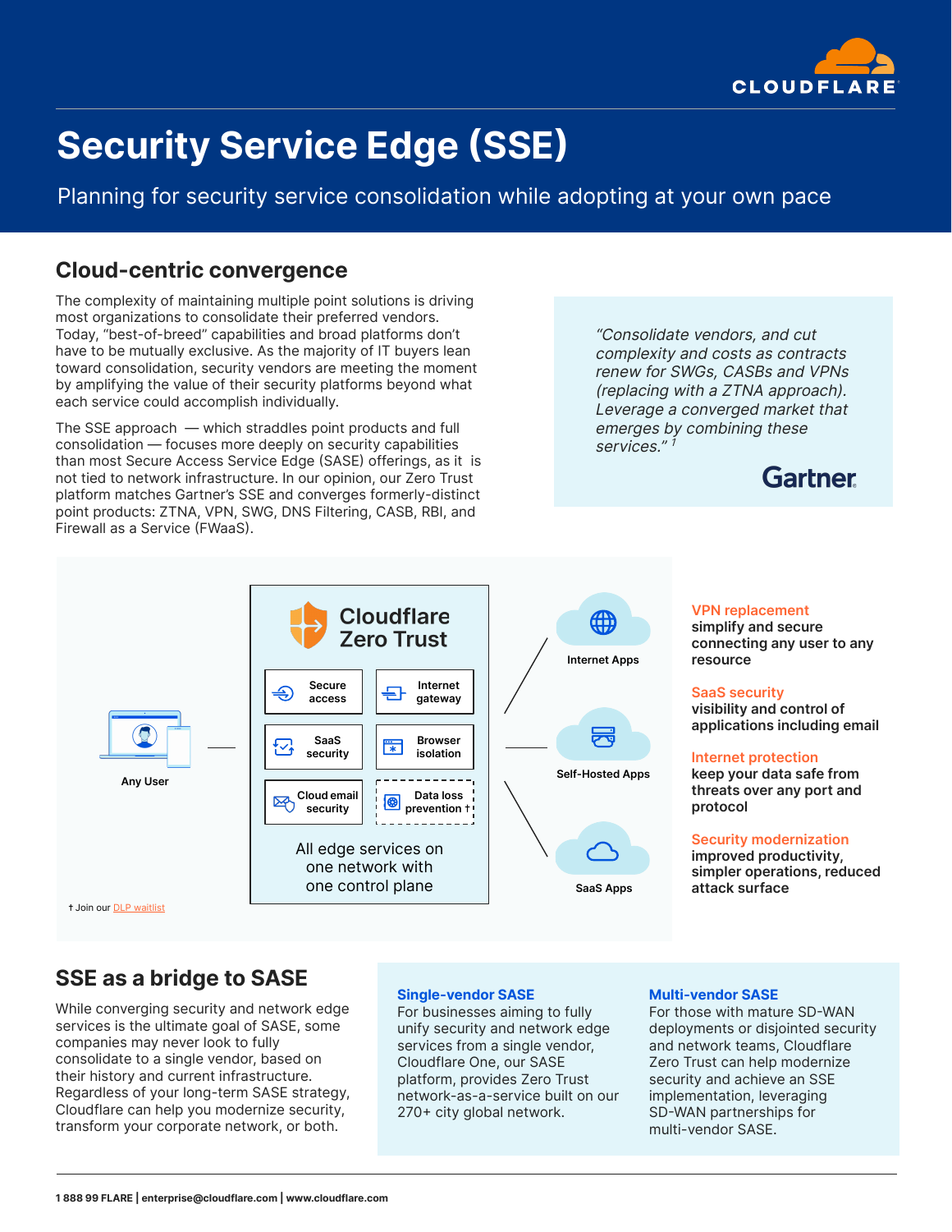# Security Service Edge (SSE)

Planning for security service consolidation while adopting at your own pace

## Cloud-centric convergence

The complexity of maintaining multiple point solutions is driving most organizations to consolidate their preferred vendors. Today, "best-of-breed" capabilities and broad platforms don't have to be mutually exclusive. As the majority of IT buyers lean toward consolidation, security vendors are meeting the moment by amplifying the value of their security platforms beyond what each service could accomplish individually.

The SSE approach — which straddles point products and full consolidation — focuses more deeply on security capabilities than most Secure Access Service Edge (SASE) offerings, as it is not tied to network infrastructure. In our opinion, our Zero Trust platform matches Gartner's SSE and converges formerly-distinct point products: ZTNA, VPN, SWG, DNS Filtering, CASB, RBI, and Firewall as a Service (FWaaS).

> *"Consolidate vendors, and cut complexity and costs as contracts renew for SWGs, CASBs and VPNs (replacing with a ZTNA approach). Leverage a converged market that emerges by combining these services."* [1]
>
> Gartner

Any User

**Cloudflare Zero Trust**

- Secure access
- Internet gateway
- SaaS security
- Browser isolation
- Cloud email security
- Data loss prevention †

All edge services on one network with one control plane

- Internet Apps
- Self-Hosted Apps
- SaaS Apps

† Join our DLP waitlist

**VPN replacement**
simplify and secure connecting any user to any resource

**SaaS security**
visibility and control of applications including email

**Internet protection**
keep your data safe from threats over any port and protocol

**Security modernization**
improved productivity, simpler operations, reduced attack surface

## SSE as a bridge to SASE

While converging security and network edge services is the ultimate goal of SASE, some companies may never look to fully consolidate to a single vendor, based on their history and current infrastructure. Regardless of your long-term SASE strategy, Cloudflare can help you modernize security, transform your corporate network, or both.

**Single-vendor SASE**
For businesses aiming to fully unify security and network edge services from a single vendor, Cloudflare One, our SASE platform, provides Zero Trust network-as-a-service built on our 270+ city global network.

**Multi-vendor SASE**
For those with mature SD-WAN deployments or disjointed security and network teams, Cloudflare Zero Trust can help modernize security and achieve an SSE implementation, leveraging SD-WAN partnerships for multi-vendor SASE.

1 888 99 FLARE | enterprise@cloudflare.com | www.cloudflare.com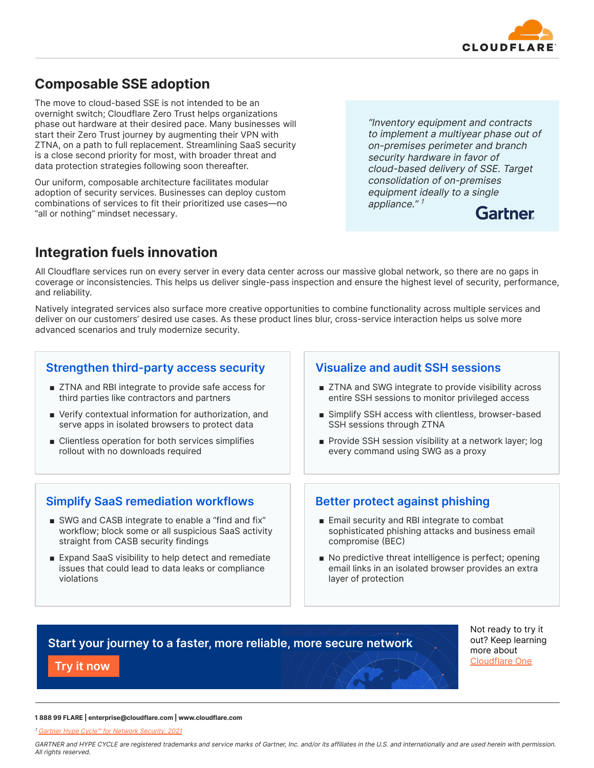## Composable SSE adoption

The move to cloud-based SSE is not intended to be an overnight switch; Cloudflare Zero Trust helps organizations phase out hardware at their desired pace. Many businesses will start their Zero Trust journey by augmenting their VPN with ZTNA, on a path to full replacement. Streamlining SaaS security is a close second priority for most, with broader threat and data protection strategies following soon thereafter.

Our uniform, composable architecture facilitates modular adoption of security services. Businesses can deploy custom combinations of services to fit their prioritized use cases—no "all or nothing" mindset necessary.

> *"Inventory equipment and contracts to implement a multiyear phase out of on-premises perimeter and branch security hardware in favor of cloud-based delivery of SSE. Target consolidation of on-premises equipment ideally to a single appliance."* [1]
>
> Gartner

## Integration fuels innovation

All Cloudflare services run on every server in every data center across our massive global network, so there are no gaps in coverage or inconsistencies. This helps us deliver single-pass inspection and ensure the highest level of security, performance, and reliability.

Natively integrated services also surface more creative opportunities to combine functionality across multiple services and deliver on our customers' desired use cases. As these product lines blur, cross-service interaction helps us solve more advanced scenarios and truly modernize security.

### Strengthen third-party access security

- ZTNA and RBI integrate to provide safe access for third parties like contractors and partners
- Verify contextual information for authorization, and serve apps in isolated browsers to protect data
- Clientless operation for both services simplifies rollout with no downloads required

### Visualize and audit SSH sessions

- ZTNA and SWG integrate to provide visibility across entire SSH sessions to monitor privileged access
- Simplify SSH access with clientless, browser-based SSH sessions through ZTNA
- Provide SSH session visibility at a network layer; log every command using SWG as a proxy

### Simplify SaaS remediation workflows

- SWG and CASB integrate to enable a "find and fix" workflow; block some or all suspicious SaaS activity straight from CASB security findings
- Expand SaaS visibility to help detect and remediate issues that could lead to data leaks or compliance violations

### Better protect against phishing

- Email security and RBI integrate to combat sophisticated phishing attacks and business email compromise (BEC)
- No predictive threat intelligence is perfect; opening email links in an isolated browser provides an extra layer of protection

**Start your journey to a faster, more reliable, more secure network**

Try it now

Not ready to try it out? Keep learning more about Cloudflare One

**1 888 99 FLARE | enterprise@cloudflare.com | www.cloudflare.com**

[1] *Gartner Hype Cycle™ for Network Security, 2021*

*GARTNER and HYPE CYCLE are registered trademarks and service marks of Gartner, Inc. and/or its affiliates in the U.S. and internationally and are used herein with permission. All rights reserved.*